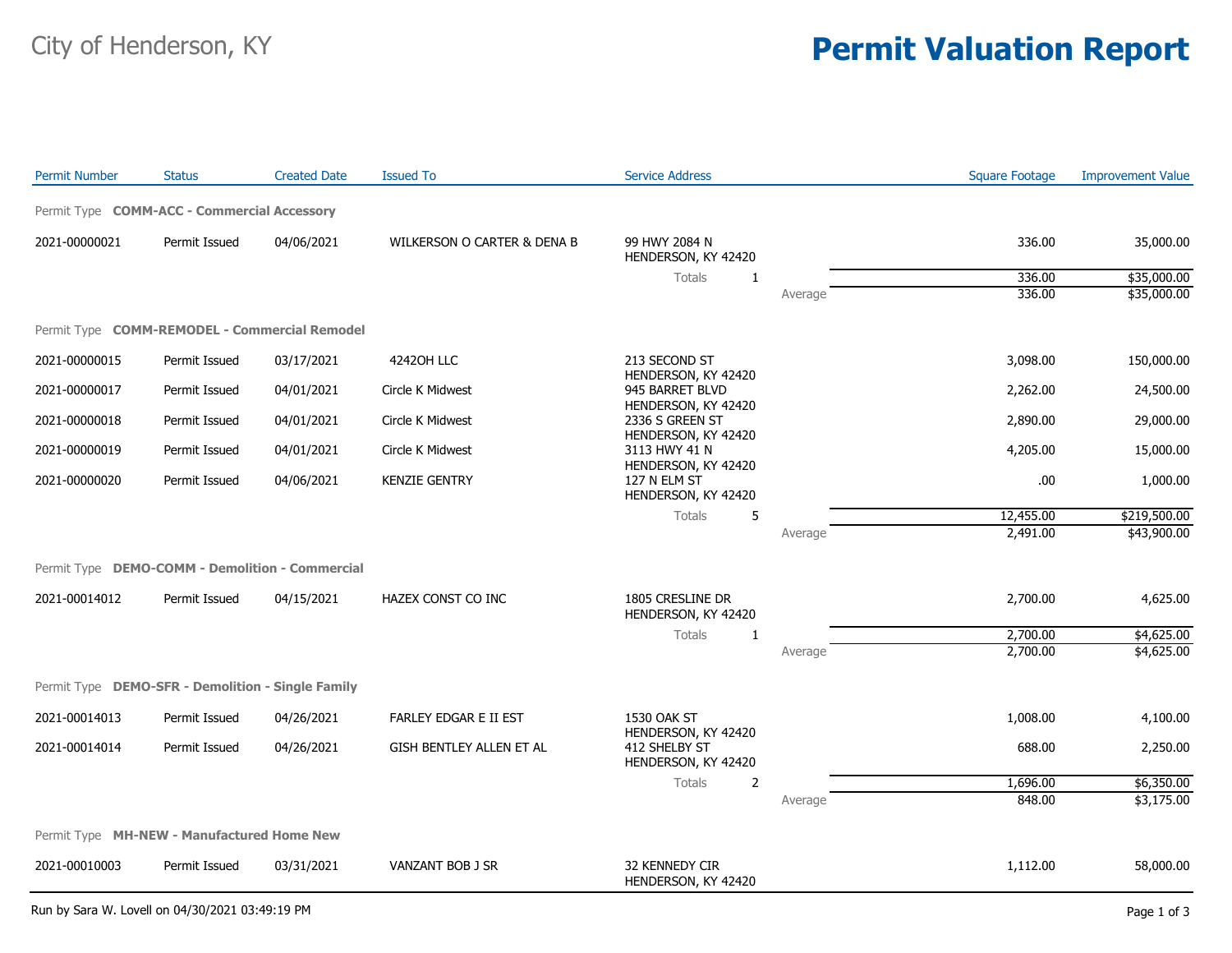City of Henderson, KY

# Permit Valuation Report

| Permit Number | Status | Created Date | Issued To | Service Address | | Square Footage | Improvement Value |
|---|---|---|---|---|---|---|---|
| **Permit Type COMM-ACC - Commercial Accessory** | | | | | | | |
| 2021-00000021 | Permit Issued | 04/06/2021 | WILKERSON O CARTER & DENA B | 99 HWY 2084 N HENDERSON, KY 42420 | | 336.00 | 35,000.00 |
| | | | | Totals 1 | | 336.00 | $35,000.00 |
| | | | | | Average | 336.00 | $35,000.00 |
| **Permit Type COMM-REMODEL - Commercial Remodel** | | | | | | | |
| 2021-00000015 | Permit Issued | 03/17/2021 | 4242OH LLC | 213 SECOND ST HENDERSON, KY 42420 | | 3,098.00 | 150,000.00 |
| 2021-00000017 | Permit Issued | 04/01/2021 | Circle K Midwest | 945 BARRET BLVD HENDERSON, KY 42420 | | 2,262.00 | 24,500.00 |
| 2021-00000018 | Permit Issued | 04/01/2021 | Circle K Midwest | 2336 S GREEN ST HENDERSON, KY 42420 | | 2,890.00 | 29,000.00 |
| 2021-00000019 | Permit Issued | 04/01/2021 | Circle K Midwest | 3113 HWY 41 N HENDERSON, KY 42420 | | 4,205.00 | 15,000.00 |
| 2021-00000020 | Permit Issued | 04/06/2021 | KENZIE GENTRY | 127 N ELM ST HENDERSON, KY 42420 | | .00 | 1,000.00 |
| | | | | Totals 5 | | 12,455.00 | $219,500.00 |
| | | | | | Average | 2,491.00 | $43,900.00 |
| **Permit Type DEMO-COMM - Demolition - Commercial** | | | | | | | |
| 2021-00014012 | Permit Issued | 04/15/2021 | HAZEX CONST CO INC | 1805 CRESLINE DR HENDERSON, KY 42420 | | 2,700.00 | 4,625.00 |
| | | | | Totals 1 | | 2,700.00 | $4,625.00 |
| | | | | | Average | 2,700.00 | $4,625.00 |
| **Permit Type DEMO-SFR - Demolition - Single Family** | | | | | | | |
| 2021-00014013 | Permit Issued | 04/26/2021 | FARLEY EDGAR E II EST | 1530 OAK ST HENDERSON, KY 42420 | | 1,008.00 | 4,100.00 |
| 2021-00014014 | Permit Issued | 04/26/2021 | GISH BENTLEY ALLEN ET AL | 412 SHELBY ST HENDERSON, KY 42420 | | 688.00 | 2,250.00 |
| | | | | Totals 2 | | 1,696.00 | $6,350.00 |
| | | | | | Average | 848.00 | $3,175.00 |
| **Permit Type MH-NEW - Manufactured Home New** | | | | | | | |
| 2021-00010003 | Permit Issued | 03/31/2021 | VANZANT BOB J SR | 32 KENNEDY CIR HENDERSON, KY 42420 | | 1,112.00 | 58,000.00 |

Run by Sara W. Lovell on 04/30/2021 03:49:19 PM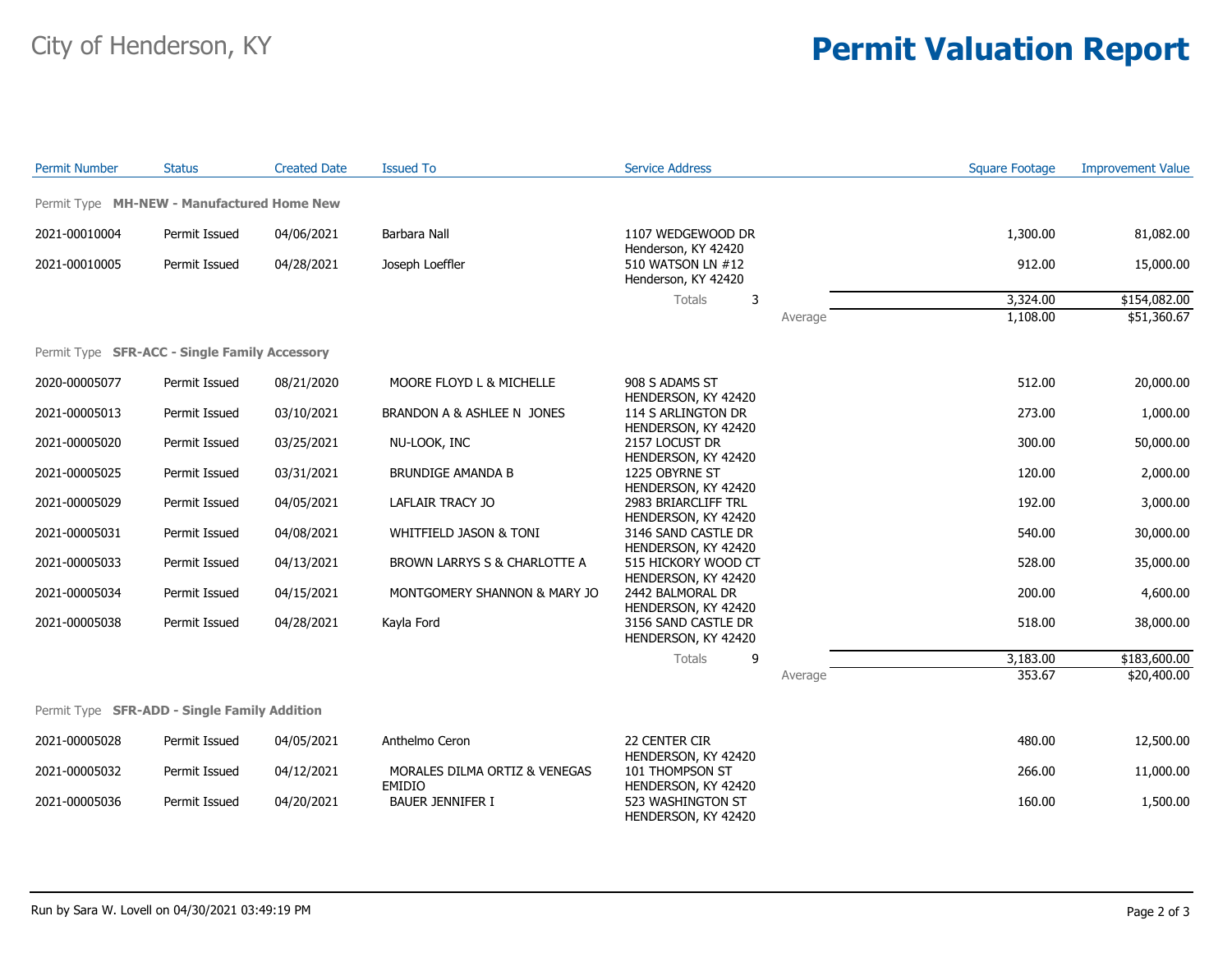City of Henderson, KY

# Permit Valuation Report

| Permit Number | Status | Created Date | Issued To | Service Address | | Square Footage | Improvement Value |
|---|---|---|---|---|---|---|---|
| **Permit Type MH-NEW - Manufactured Home New** | | | | | | | |
| 2021-00010004 | Permit Issued | 04/06/2021 | Barbara Nall | 1107 WEDGEWOOD DR Henderson, KY 42420 | | 1,300.00 | 81,082.00 |
| 2021-00010005 | Permit Issued | 04/28/2021 | Joseph Loeffler | 510 WATSON LN #12 Henderson, KY 42420 | | 912.00 | 15,000.00 |
| | | | | Totals | 3 | 3,324.00 | $154,082.00 |
| | | | | | Average | 1,108.00 | $51,360.67 |
| **Permit Type SFR-ACC - Single Family Accessory** | | | | | | | |
| 2020-00005077 | Permit Issued | 08/21/2020 | MOORE FLOYD L & MICHELLE | 908 S ADAMS ST HENDERSON, KY 42420 | | 512.00 | 20,000.00 |
| 2021-00005013 | Permit Issued | 03/10/2021 | BRANDON A & ASHLEE N JONES | 114 S ARLINGTON DR HENDERSON, KY 42420 | | 273.00 | 1,000.00 |
| 2021-00005020 | Permit Issued | 03/25/2021 | NU-LOOK, INC | 2157 LOCUST DR HENDERSON, KY 42420 | | 300.00 | 50,000.00 |
| 2021-00005025 | Permit Issued | 03/31/2021 | BRUNDIGE AMANDA B | 1225 OBYRNE ST HENDERSON, KY 42420 | | 120.00 | 2,000.00 |
| 2021-00005029 | Permit Issued | 04/05/2021 | LAFLAIR TRACY JO | 2983 BRIARCLIFF TRL HENDERSON, KY 42420 | | 192.00 | 3,000.00 |
| 2021-00005031 | Permit Issued | 04/08/2021 | WHITFIELD JASON & TONI | 3146 SAND CASTLE DR HENDERSON, KY 42420 | | 540.00 | 30,000.00 |
| 2021-00005033 | Permit Issued | 04/13/2021 | BROWN LARRYS S & CHARLOTTE A | 515 HICKORY WOOD CT HENDERSON, KY 42420 | | 528.00 | 35,000.00 |
| 2021-00005034 | Permit Issued | 04/15/2021 | MONTGOMERY SHANNON & MARY JO | 2442 BALMORAL DR HENDERSON, KY 42420 | | 200.00 | 4,600.00 |
| 2021-00005038 | Permit Issued | 04/28/2021 | Kayla Ford | 3156 SAND CASTLE DR HENDERSON, KY 42420 | | 518.00 | 38,000.00 |
| | | | | Totals | 9 | 3,183.00 | $183,600.00 |
| | | | | | Average | 353.67 | $20,400.00 |
| **Permit Type SFR-ADD - Single Family Addition** | | | | | | | |
| 2021-00005028 | Permit Issued | 04/05/2021 | Anthelmo Ceron | 22 CENTER CIR HENDERSON, KY 42420 | | 480.00 | 12,500.00 |
| 2021-00005032 | Permit Issued | 04/12/2021 | MORALES DILMA ORTIZ & VENEGAS EMIDIO | 101 THOMPSON ST HENDERSON, KY 42420 | | 266.00 | 11,000.00 |
| 2021-00005036 | Permit Issued | 04/20/2021 | BAUER JENNIFER I | 523 WASHINGTON ST HENDERSON, KY 42420 | | 160.00 | 1,500.00 |

Run by Sara W. Lovell on 04/30/2021 03:49:19 PM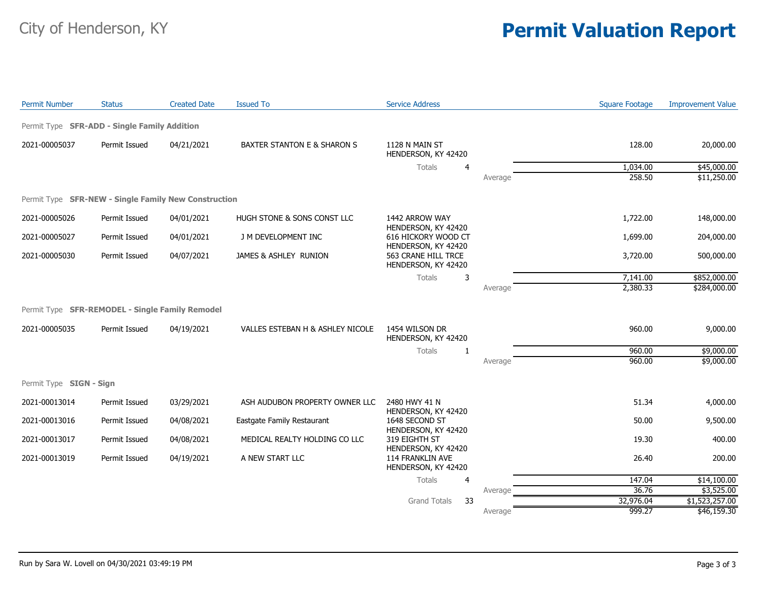City of Henderson, KY

# Permit Valuation Report

| Permit Number | Status | Created Date | Issued To | Service Address | | | Square Footage | Improvement Value |
|---|---|---|---|---|---|---|---|---|
| Permit Type **SFR-ADD - Single Family Addition** | | | | | | | | |
| 2021-00005037 | Permit Issued | 04/21/2021 | BAXTER STANTON E & SHARON S | 1128 N MAIN ST HENDERSON, KY 42420 | | | 128.00 | 20,000.00 |
| | | | | Totals | 4 | | 1,034.00 | $45,000.00 |
| | | | | | | Average | 258.50 | $11,250.00 |
| Permit Type **SFR-NEW - Single Family New Construction** | | | | | | | | |
| 2021-00005026 | Permit Issued | 04/01/2021 | HUGH STONE & SONS CONST LLC | 1442 ARROW WAY HENDERSON, KY 42420 | | | 1,722.00 | 148,000.00 |
| 2021-00005027 | Permit Issued | 04/01/2021 | J M DEVELOPMENT INC | 616 HICKORY WOOD CT HENDERSON, KY 42420 | | | 1,699.00 | 204,000.00 |
| 2021-00005030 | Permit Issued | 04/07/2021 | JAMES & ASHLEY RUNION | 563 CRANE HILL TRCE HENDERSON, KY 42420 | | | 3,720.00 | 500,000.00 |
| | | | | Totals | 3 | | 7,141.00 | $852,000.00 |
| | | | | | | Average | 2,380.33 | $284,000.00 |
| Permit Type **SFR-REMODEL - Single Family Remodel** | | | | | | | | |
| 2021-00005035 | Permit Issued | 04/19/2021 | VALLES ESTEBAN H & ASHLEY NICOLE | 1454 WILSON DR HENDERSON, KY 42420 | | | 960.00 | 9,000.00 |
| | | | | Totals | 1 | | 960.00 | $9,000.00 |
| | | | | | | Average | 960.00 | $9,000.00 |
| Permit Type **SIGN - Sign** | | | | | | | | |
| 2021-00013014 | Permit Issued | 03/29/2021 | ASH AUDUBON PROPERTY OWNER LLC | 2480 HWY 41 N HENDERSON, KY 42420 | | | 51.34 | 4,000.00 |
| 2021-00013016 | Permit Issued | 04/08/2021 | Eastgate Family Restaurant | 1648 SECOND ST HENDERSON, KY 42420 | | | 50.00 | 9,500.00 |
| 2021-00013017 | Permit Issued | 04/08/2021 | MEDICAL REALTY HOLDING CO LLC | 319 EIGHTH ST HENDERSON, KY 42420 | | | 19.30 | 400.00 |
| 2021-00013019 | Permit Issued | 04/19/2021 | A NEW START LLC | 114 FRANKLIN AVE HENDERSON, KY 42420 | | | 26.40 | 200.00 |
| | | | | Totals | 4 | | 147.04 | $14,100.00 |
| | | | | | | Average | 36.76 | $3,525.00 |
| | | | | Grand Totals | 33 | | 32,976.04 | $1,523,257.00 |
| | | | | | | Average | 999.27 | $46,159.30 |

Run by Sara W. Lovell on 04/30/2021 03:49:19 PM